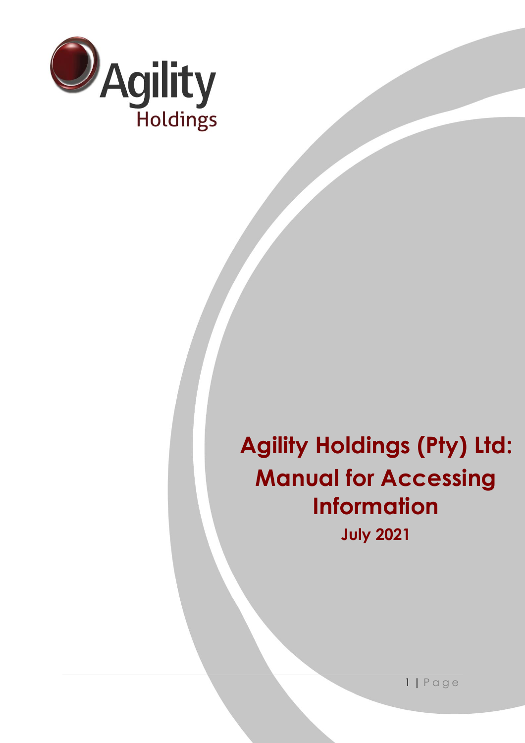Agility Holdings

# Agility Holdings (Pty) Ltd: Manual for Accessing Information

**July 2021**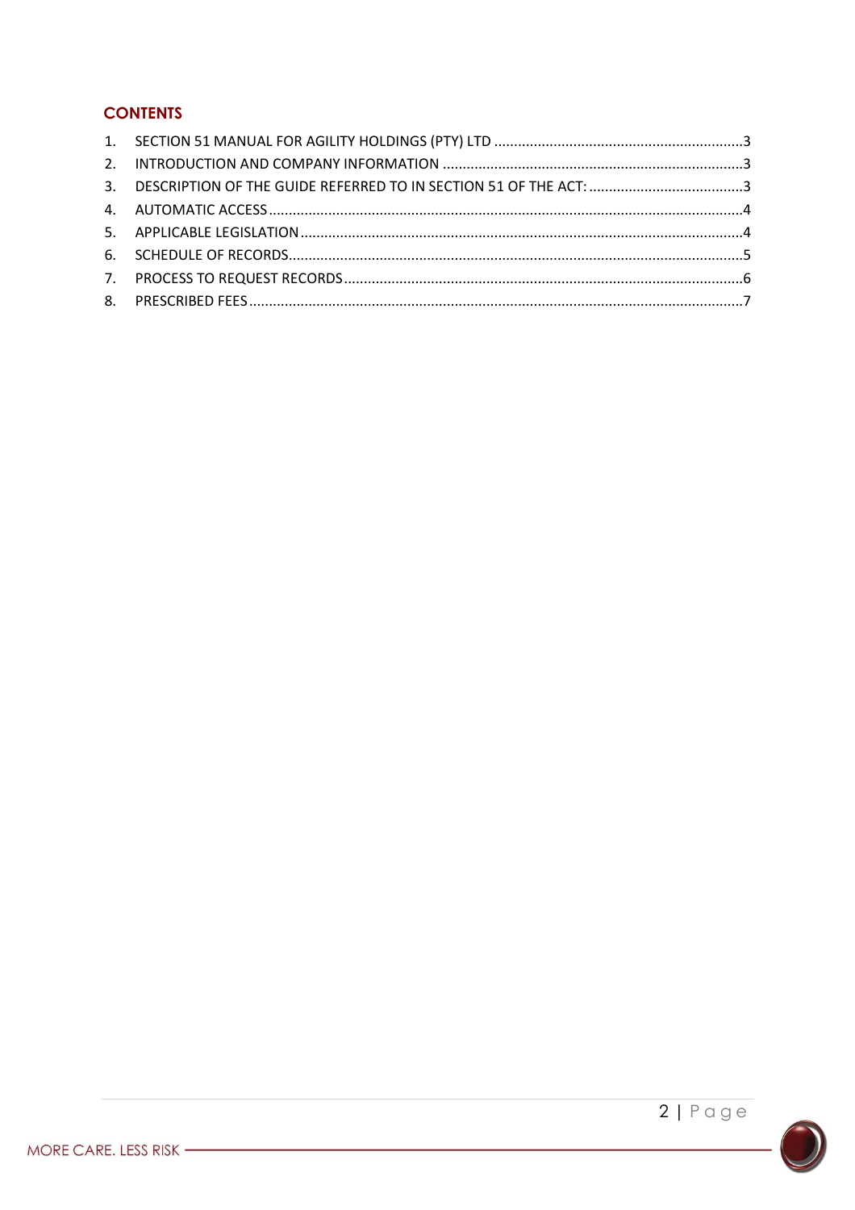## CONTENTS

1. SECTION 51 MANUAL FOR AGILITY HOLDINGS (PTY) LTD ....................................................3
2. INTRODUCTION AND COMPANY INFORMATION ....................................................3
3. DESCRIPTION OF THE GUIDE REFERRED TO IN SECTION 51 OF THE ACT: ....................................................3
4. AUTOMATIC ACCESS ....................................................4
5. APPLICABLE LEGISLATION ....................................................4
6. SCHEDULE OF RECORDS ....................................................5
7. PROCESS TO REQUEST RECORDS ....................................................6
8. PRESCRIBED FEES ....................................................7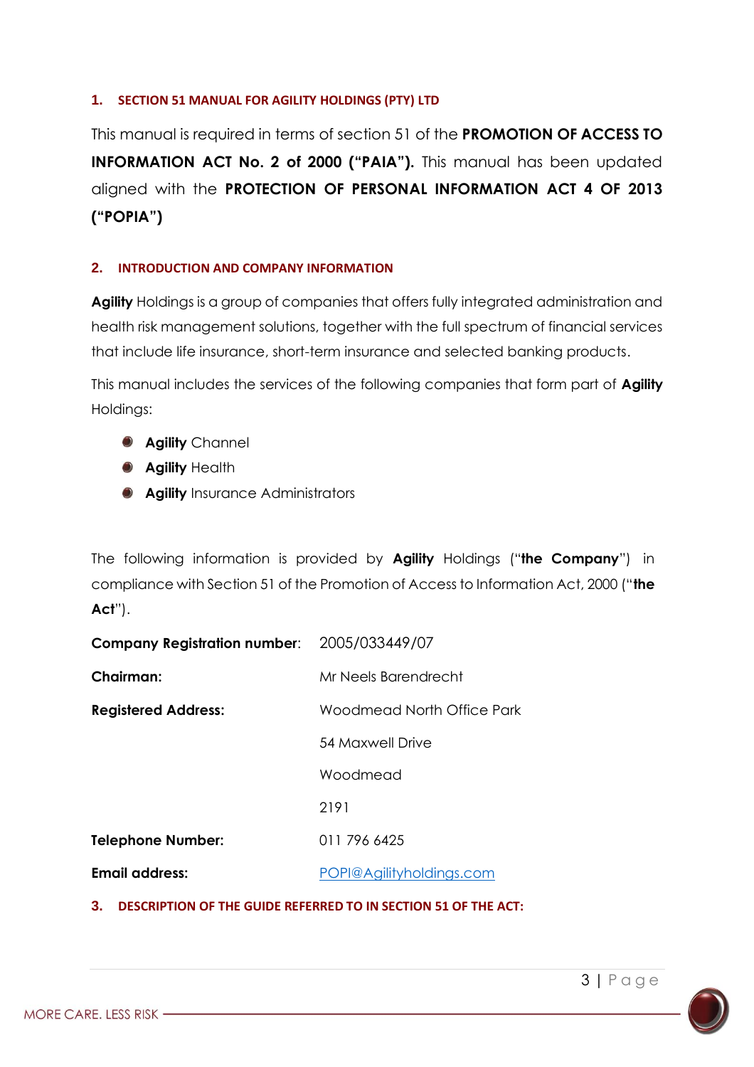## 1. SECTION 51 MANUAL FOR AGILITY HOLDINGS (PTY) LTD

This manual is required in terms of section 51 of the **PROMOTION OF ACCESS TO INFORMATION ACT No. 2 of 2000 ("PAIA").** This manual has been updated aligned with the **PROTECTION OF PERSONAL INFORMATION ACT 4 OF 2013 ("POPIA")**

## 2. INTRODUCTION AND COMPANY INFORMATION

**Agility** Holdings is a group of companies that offers fully integrated administration and health risk management solutions, together with the full spectrum of financial services that include life insurance, short-term insurance and selected banking products.

This manual includes the services of the following companies that form part of **Agility** Holdings:

- **Agility** Channel
- **Agility** Health
- **Agility** Insurance Administrators

The following information is provided by **Agility** Holdings ("**the Company**") in compliance with Section 51 of the Promotion of Access to Information Act, 2000 ("**the Act**").

**Company Registration number**: 2005/033449/07

**Chairman:** Mr Neels Barendrecht

**Registered Address:** Woodmead North Office Park
54 Maxwell Drive
Woodmead
2191

**Telephone Number:** 011 796 6425

**Email address:** POPI@Agilityholdings.com

## 3. DESCRIPTION OF THE GUIDE REFERRED TO IN SECTION 51 OF THE ACT: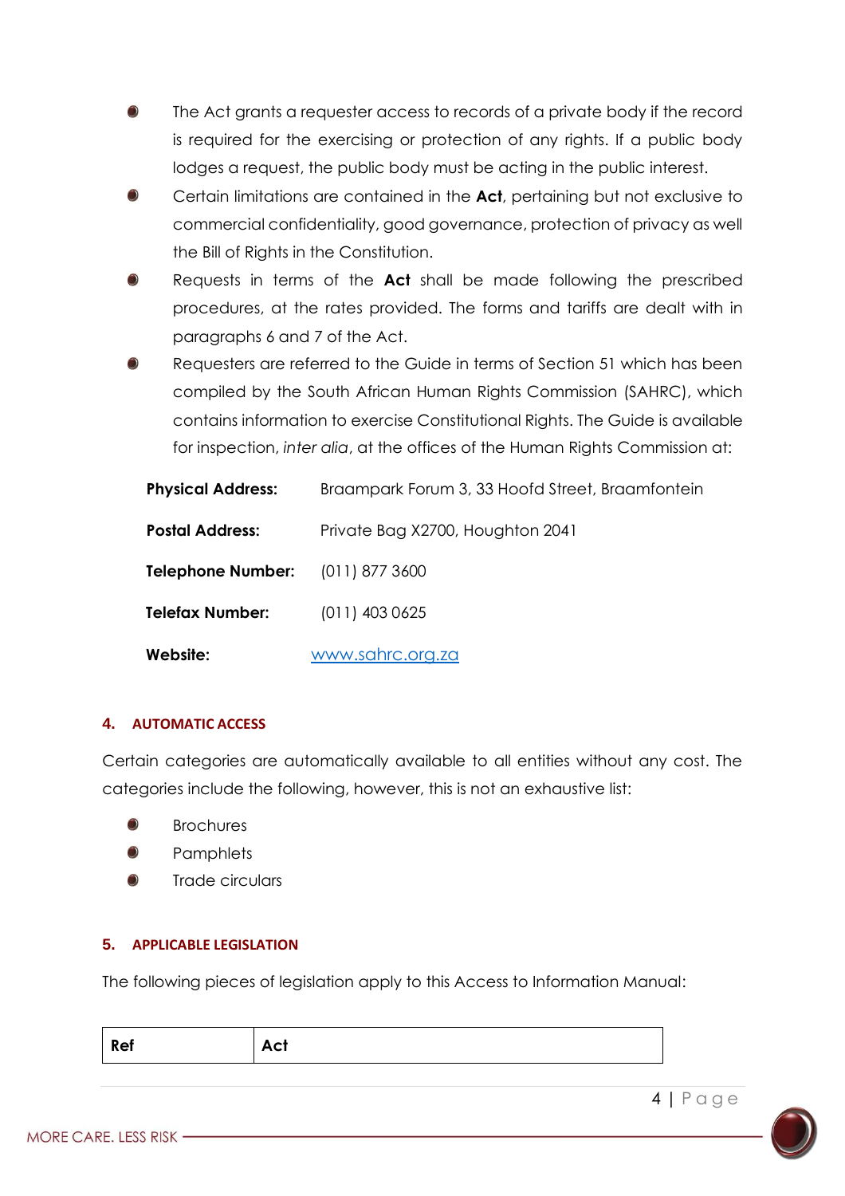- The Act grants a requester access to records of a private body if the record is required for the exercising or protection of any rights. If a public body lodges a request, the public body must be acting in the public interest.
- Certain limitations are contained in the **Act**, pertaining but not exclusive to commercial confidentiality, good governance, protection of privacy as well the Bill of Rights in the Constitution.
- Requests in terms of the **Act** shall be made following the prescribed procedures, at the rates provided. The forms and tariffs are dealt with in paragraphs 6 and 7 of the Act.
- Requesters are referred to the Guide in terms of Section 51 which has been compiled by the South African Human Rights Commission (SAHRC), which contains information to exercise Constitutional Rights. The Guide is available for inspection, *inter alia*, at the offices of the Human Rights Commission at:

| | |
|---|---|
| **Physical Address:** | Braampark Forum 3, 33 Hoofd Street, Braamfontein |
| **Postal Address:** | Private Bag X2700, Houghton 2041 |
| **Telephone Number:** | (011) 877 3600 |
| **Telefax Number:** | (011) 403 0625 |
| **Website:** | www.sahrc.org.za |

## 4. AUTOMATIC ACCESS

Certain categories are automatically available to all entities without any cost. The categories include the following, however, this is not an exhaustive list:

- Brochures
- Pamphlets
- Trade circulars

## 5. APPLICABLE LEGISLATION

The following pieces of legislation apply to this Access to Information Manual:

| Ref | Act |
|---|---|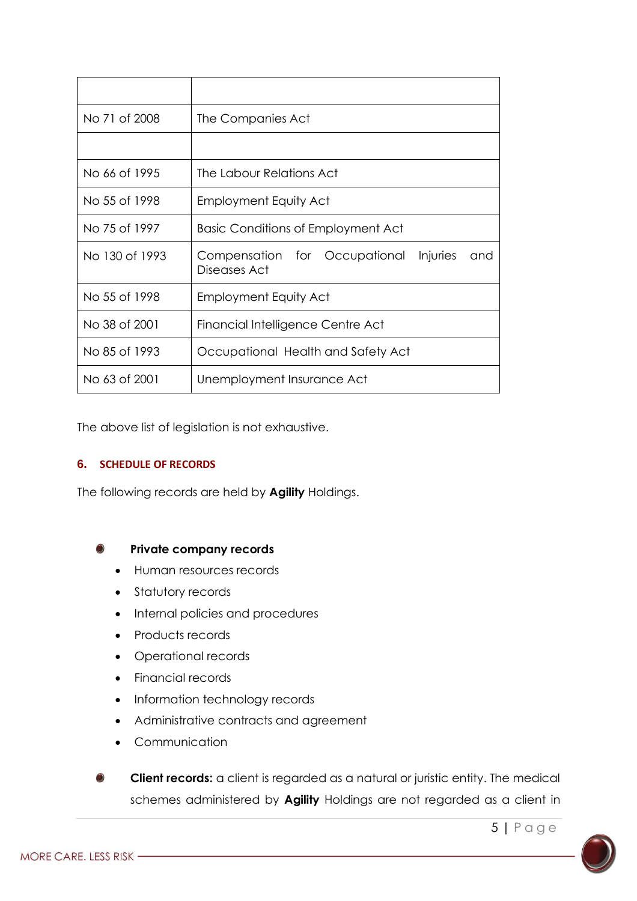| | |
|---|---|
| No 71 of 2008 | The Companies Act |
| | |
| No 66 of 1995 | The Labour Relations Act |
| No 55 of 1998 | Employment Equity Act |
| No 75 of 1997 | Basic Conditions of Employment Act |
| No 130 of 1993 | Compensation for Occupational Injuries and Diseases Act |
| No 55 of 1998 | Employment Equity Act |
| No 38 of 2001 | Financial Intelligence Centre Act |
| No 85 of 1993 | Occupational Health and Safety Act |
| No 63 of 2001 | Unemployment Insurance Act |

The above list of legislation is not exhaustive.

## 6. SCHEDULE OF RECORDS

The following records are held by **Agility** Holdings.

- **Private company records**
  - Human resources records
  - Statutory records
  - Internal policies and procedures
  - Products records
  - Operational records
  - Financial records
  - Information technology records
  - Administrative contracts and agreement
  - Communication

- **Client records:** a client is regarded as a natural or juristic entity. The medical schemes administered by **Agility** Holdings are not regarded as a client in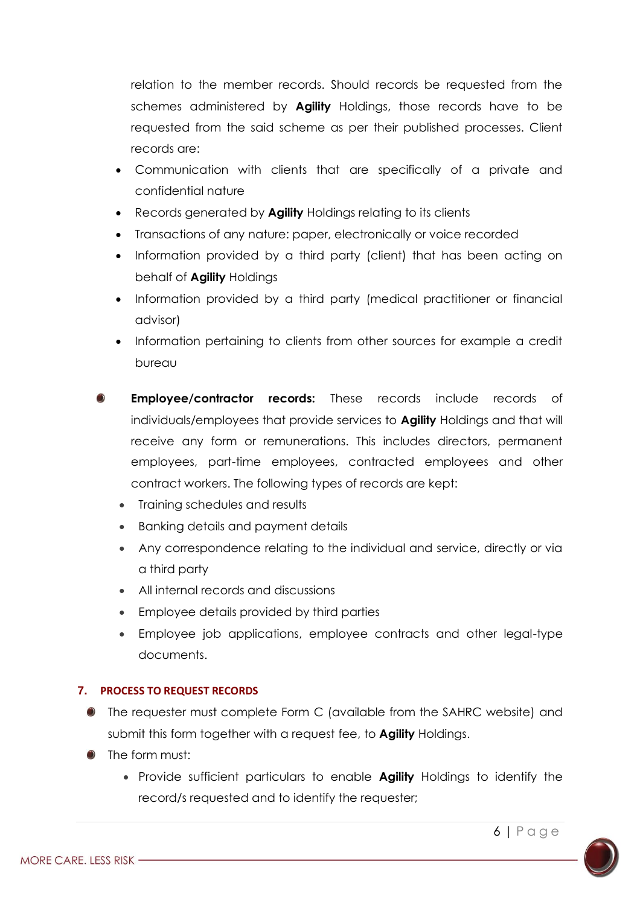relation to the member records. Should records be requested from the schemes administered by **Agility** Holdings, those records have to be requested from the said scheme as per their published processes. Client records are:

- Communication with clients that are specifically of a private and confidential nature
- Records generated by **Agility** Holdings relating to its clients
- Transactions of any nature: paper, electronically or voice recorded
- Information provided by a third party (client) that has been acting on behalf of **Agility** Holdings
- Information provided by a third party (medical practitioner or financial advisor)
- Information pertaining to clients from other sources for example a credit bureau

- **Employee/contractor records:** These records include records of individuals/employees that provide services to **Agility** Holdings and that will receive any form or remunerations. This includes directors, permanent employees, part-time employees, contracted employees and other contract workers. The following types of records are kept:
  - Training schedules and results
  - Banking details and payment details
  - Any correspondence relating to the individual and service, directly or via a third party
  - All internal records and discussions
  - Employee details provided by third parties
  - Employee job applications, employee contracts and other legal-type documents.

## 7. PROCESS TO REQUEST RECORDS

- The requester must complete Form C (available from the SAHRC website) and submit this form together with a request fee, to **Agility** Holdings.
- The form must:
  - Provide sufficient particulars to enable **Agility** Holdings to identify the record/s requested and to identify the requester;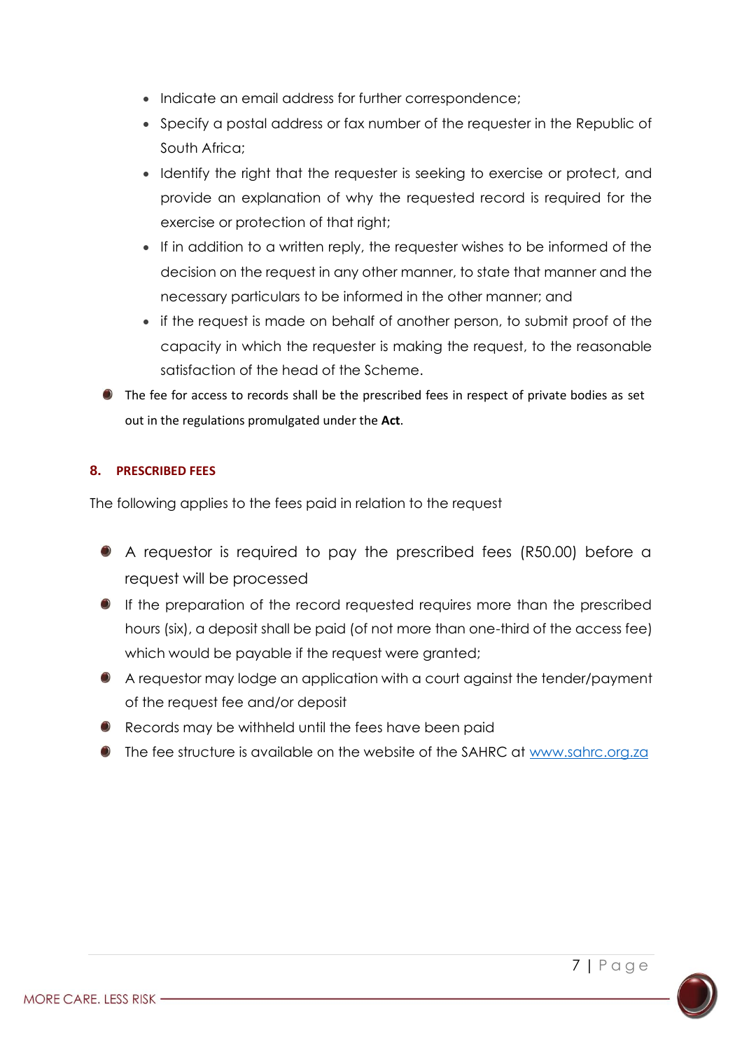- Indicate an email address for further correspondence;
- Specify a postal address or fax number of the requester in the Republic of South Africa;
- Identify the right that the requester is seeking to exercise or protect, and provide an explanation of why the requested record is required for the exercise or protection of that right;
- If in addition to a written reply, the requester wishes to be informed of the decision on the request in any other manner, to state that manner and the necessary particulars to be informed in the other manner; and
- if the request is made on behalf of another person, to submit proof of the capacity in which the requester is making the request, to the reasonable satisfaction of the head of the Scheme.

- The fee for access to records shall be the prescribed fees in respect of private bodies as set out in the regulations promulgated under the **Act**.

## 8. PRESCRIBED FEES

The following applies to the fees paid in relation to the request

- A requestor is required to pay the prescribed fees (R50.00) before a request will be processed
- If the preparation of the record requested requires more than the prescribed hours (six), a deposit shall be paid (of not more than one-third of the access fee) which would be payable if the request were granted;
- A requestor may lodge an application with a court against the tender/payment of the request fee and/or deposit
- Records may be withheld until the fees have been paid
- The fee structure is available on the website of the SAHRC at www.sahrc.org.za